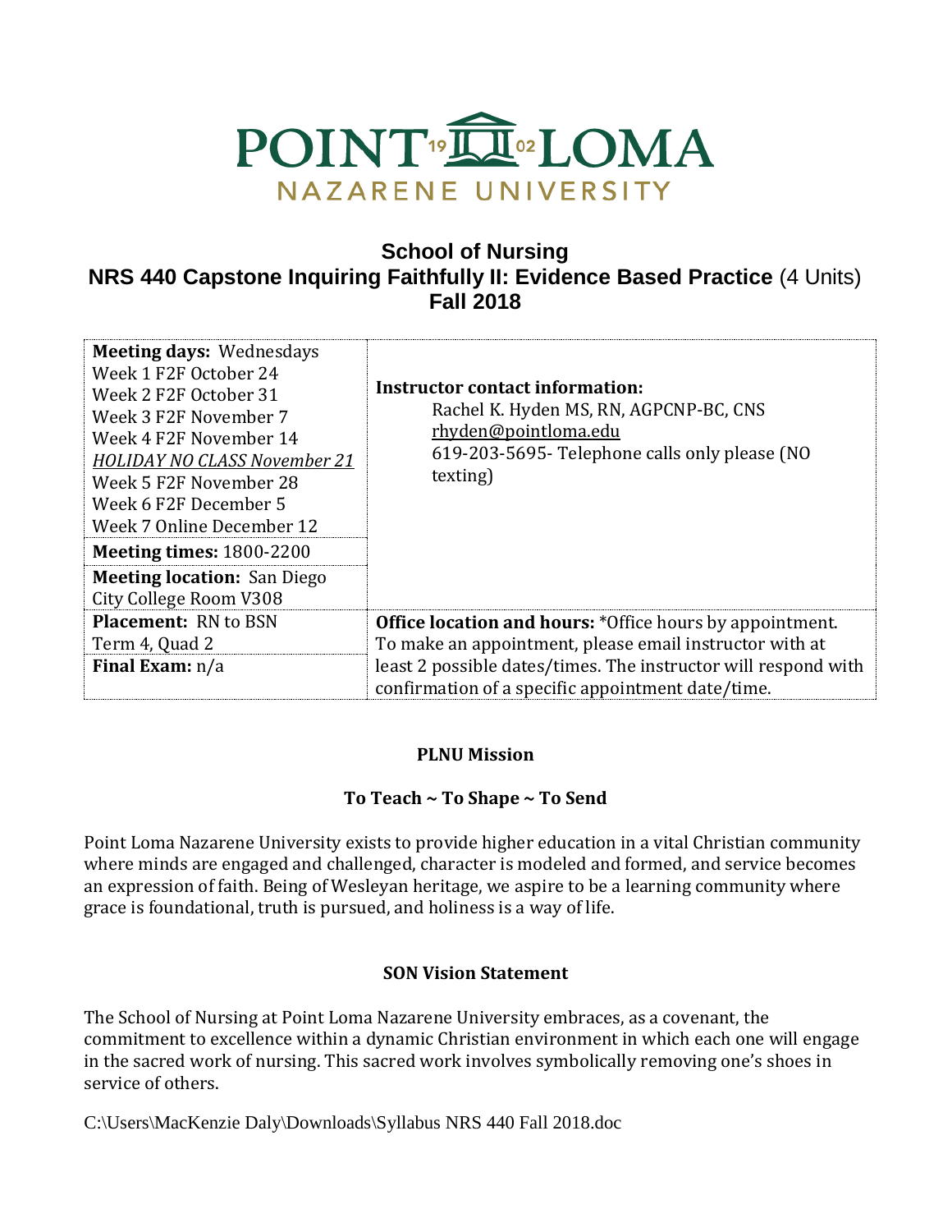POINT LOMA NAZARENE UNIVERSITY

# School of Nursing

## NRS 440 Capstone Inquiring Faithfully II: Evidence Based Practice (4 Units)

## Fall 2018

| | |
|---|---|
| **Meeting days:** Wednesdays<br>Week 1 F2F October 24<br>Week 2 F2F October 31<br>Week 3 F2F November 7<br>Week 4 F2F November 14<br>*HOLIDAY NO CLASS November 21*<br>Week 5 F2F November 28<br>Week 6 F2F December 5<br>Week 7 Online December 12<br>**Meeting times:** 1800-2200<br>**Meeting location:** San Diego City College Room V308 | **Instructor contact information:**<br>Rachel K. Hyden MS, RN, AGPCNP-BC, CNS<br>rhyden@pointloma.edu<br>619-203-5695- Telephone calls only please (NO texting) |
| **Placement:** RN to BSN<br>Term 4, Quad 2<br>**Final Exam:** n/a | **Office location and hours:** *Office hours by appointment. To make an appointment, please email instructor with at least 2 possible dates/times. The instructor will respond with confirmation of a specific appointment date/time. |

### PLNU Mission

**To Teach ~ To Shape ~ To Send**

Point Loma Nazarene University exists to provide higher education in a vital Christian community where minds are engaged and challenged, character is modeled and formed, and service becomes an expression of faith. Being of Wesleyan heritage, we aspire to be a learning community where grace is foundational, truth is pursued, and holiness is a way of life.

### SON Vision Statement

The School of Nursing at Point Loma Nazarene University embraces, as a covenant, the commitment to excellence within a dynamic Christian environment in which each one will engage in the sacred work of nursing. This sacred work involves symbolically removing one's shoes in service of others.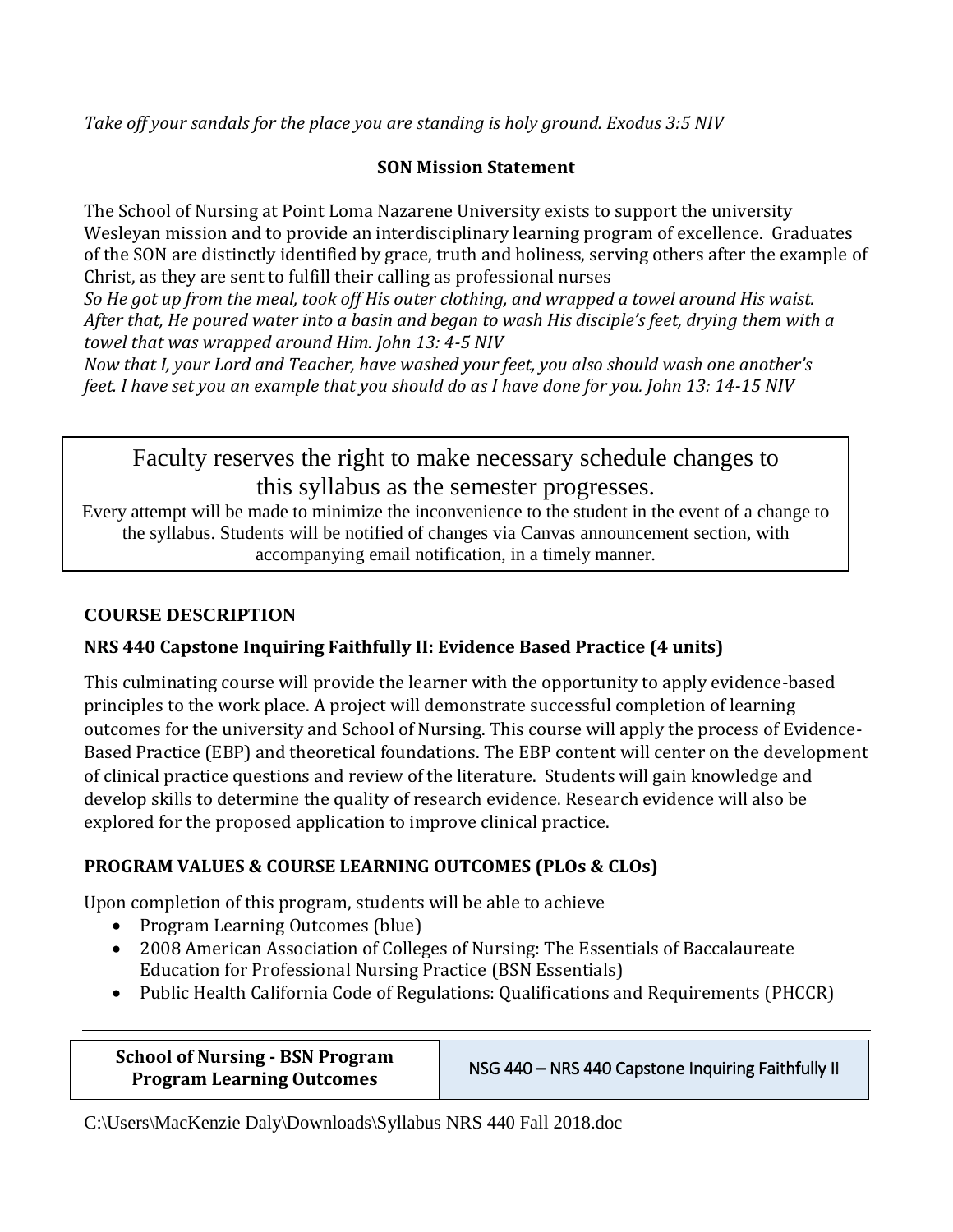*Take off your sandals for the place you are standing is holy ground. Exodus 3:5 NIV*

**SON Mission Statement**

The School of Nursing at Point Loma Nazarene University exists to support the university Wesleyan mission and to provide an interdisciplinary learning program of excellence. Graduates of the SON are distinctly identified by grace, truth and holiness, serving others after the example of Christ, as they are sent to fulfill their calling as professional nurses

*So He got up from the meal, took off His outer clothing, and wrapped a towel around His waist. After that, He poured water into a basin and began to wash His disciple's feet, drying them with a towel that was wrapped around Him. John 13: 4-5 NIV*

*Now that I, your Lord and Teacher, have washed your feet, you also should wash one another's feet. I have set you an example that you should do as I have done for you. John 13: 14-15 NIV*

> Faculty reserves the right to make necessary schedule changes to this syllabus as the semester progresses.
>
> Every attempt will be made to minimize the inconvenience to the student in the event of a change to the syllabus. Students will be notified of changes via Canvas announcement section, with accompanying email notification, in a timely manner.

## COURSE DESCRIPTION

### NRS 440 Capstone Inquiring Faithfully II: Evidence Based Practice (4 units)

This culminating course will provide the learner with the opportunity to apply evidence-based principles to the work place. A project will demonstrate successful completion of learning outcomes for the university and School of Nursing. This course will apply the process of Evidence-Based Practice (EBP) and theoretical foundations. The EBP content will center on the development of clinical practice questions and review of the literature. Students will gain knowledge and develop skills to determine the quality of research evidence. Research evidence will also be explored for the proposed application to improve clinical practice.

### PROGRAM VALUES & COURSE LEARNING OUTCOMES (PLOs & CLOs)

Upon completion of this program, students will be able to achieve

- Program Learning Outcomes (blue)
- 2008 American Association of Colleges of Nursing: The Essentials of Baccalaureate Education for Professional Nursing Practice (BSN Essentials)
- Public Health California Code of Regulations: Qualifications and Requirements (PHCCR)

| School of Nursing - BSN Program Program Learning Outcomes | NSG 440 – NRS 440 Capstone Inquiring Faithfully II |
|---|---|

C:\Users\MacKenzie Daly\Downloads\Syllabus NRS 440 Fall 2018.doc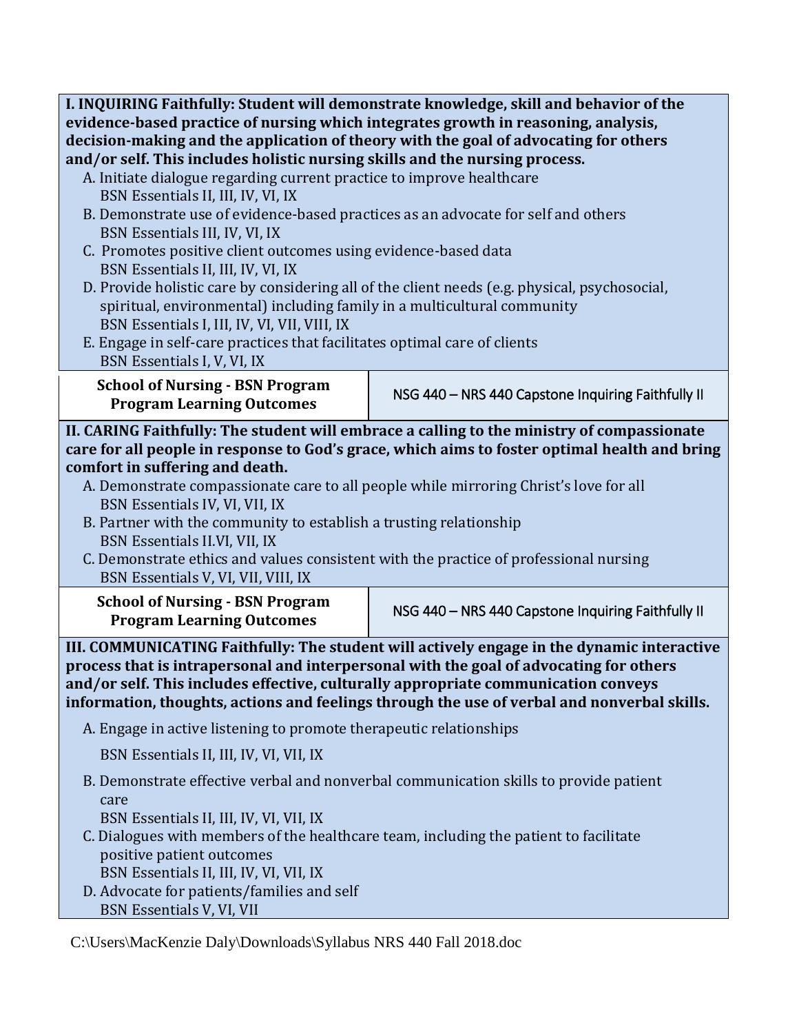**I. INQUIRING Faithfully: Student will demonstrate knowledge, skill and behavior of the evidence-based practice of nursing which integrates growth in reasoning, analysis, decision-making and the application of theory with the goal of advocating for others and/or self. This includes holistic nursing skills and the nursing process.**

A. Initiate dialogue regarding current practice to improve healthcare
   BSN Essentials II, III, IV, VI, IX
B. Demonstrate use of evidence-based practices as an advocate for self and others
   BSN Essentials III, IV, VI, IX
C. Promotes positive client outcomes using evidence-based data
   BSN Essentials II, III, IV, VI, IX
D. Provide holistic care by considering all of the client needs (e.g. physical, psychosocial, spiritual, environmental) including family in a multicultural community
   BSN Essentials I, III, IV, VI, VII, VIII, IX
E. Engage in self-care practices that facilitates optimal care of clients
   BSN Essentials I, V, VI, IX

| School of Nursing - BSN Program Program Learning Outcomes | NSG 440 – NRS 440 Capstone Inquiring Faithfully II |
|---|---|

**II. CARING Faithfully: The student will embrace a calling to the ministry of compassionate care for all people in response to God's grace, which aims to foster optimal health and bring comfort in suffering and death.**

A. Demonstrate compassionate care to all people while mirroring Christ's love for all
   BSN Essentials IV, VI, VII, IX
B. Partner with the community to establish a trusting relationship
   BSN Essentials II.VI, VII, IX
C. Demonstrate ethics and values consistent with the practice of professional nursing
   BSN Essentials V, VI, VII, VIII, IX

| School of Nursing - BSN Program Program Learning Outcomes | NSG 440 – NRS 440 Capstone Inquiring Faithfully II |
|---|---|

**III. COMMUNICATING Faithfully: The student will actively engage in the dynamic interactive process that is intrapersonal and interpersonal with the goal of advocating for others and/or self. This includes effective, culturally appropriate communication conveys information, thoughts, actions and feelings through the use of verbal and nonverbal skills.**

A. Engage in active listening to promote therapeutic relationships
   BSN Essentials II, III, IV, VI, VII, IX
B. Demonstrate effective verbal and nonverbal communication skills to provide patient care
   BSN Essentials II, III, IV, VI, VII, IX
C. Dialogues with members of the healthcare team, including the patient to facilitate positive patient outcomes
   BSN Essentials II, III, IV, VI, VII, IX
D. Advocate for patients/families and self
   BSN Essentials V, VI, VII

C:\Users\MacKenzie Daly\Downloads\Syllabus NRS 440 Fall 2018.doc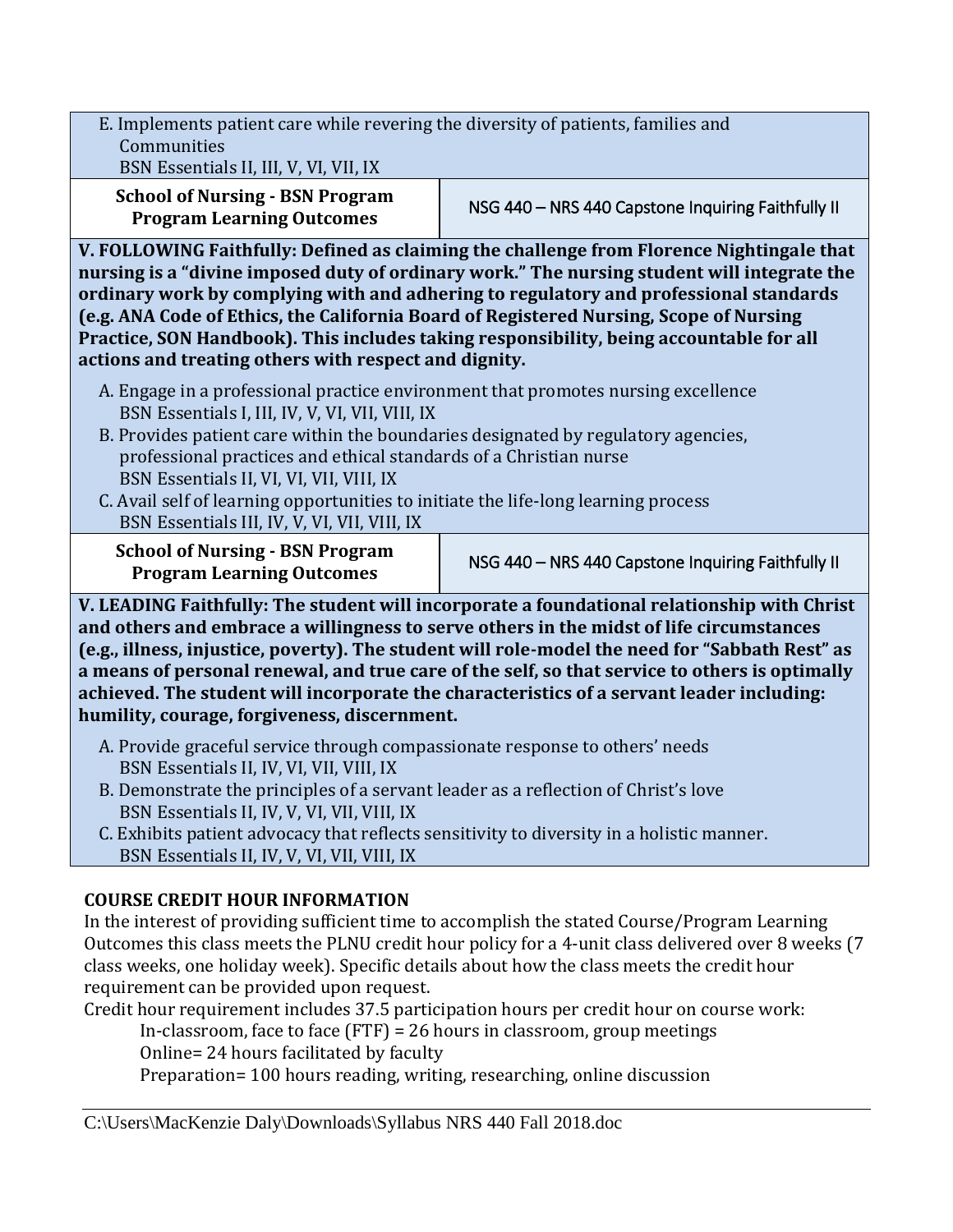E. Implements patient care while revering the diversity of patients, families and Communities
BSN Essentials II, III, V, VI, VII, IX

| School of Nursing - BSN Program Program Learning Outcomes | NSG 440 – NRS 440 Capstone Inquiring Faithfully II |
|---|---|

**V. FOLLOWING Faithfully: Defined as claiming the challenge from Florence Nightingale that nursing is a "divine imposed duty of ordinary work." The nursing student will integrate the ordinary work by complying with and adhering to regulatory and professional standards (e.g. ANA Code of Ethics, the California Board of Registered Nursing, Scope of Nursing Practice, SON Handbook). This includes taking responsibility, being accountable for all actions and treating others with respect and dignity.**

A. Engage in a professional practice environment that promotes nursing excellence
BSN Essentials I, III, IV, V, VI, VII, VIII, IX
B. Provides patient care within the boundaries designated by regulatory agencies, professional practices and ethical standards of a Christian nurse
BSN Essentials II, VI, VI, VII, VIII, IX
C. Avail self of learning opportunities to initiate the life-long learning process
BSN Essentials III, IV, V, VI, VII, VIII, IX

| School of Nursing - BSN Program Program Learning Outcomes | NSG 440 – NRS 440 Capstone Inquiring Faithfully II |
|---|---|

**V. LEADING Faithfully: The student will incorporate a foundational relationship with Christ and others and embrace a willingness to serve others in the midst of life circumstances (e.g., illness, injustice, poverty). The student will role-model the need for "Sabbath Rest" as a means of personal renewal, and true care of the self, so that service to others is optimally achieved. The student will incorporate the characteristics of a servant leader including: humility, courage, forgiveness, discernment.**

A. Provide graceful service through compassionate response to others' needs
BSN Essentials II, IV, VI, VII, VIII, IX
B. Demonstrate the principles of a servant leader as a reflection of Christ's love
BSN Essentials II, IV, V, VI, VII, VIII, IX
C. Exhibits patient advocacy that reflects sensitivity to diversity in a holistic manner.
BSN Essentials II, IV, V, VI, VII, VIII, IX

## COURSE CREDIT HOUR INFORMATION

In the interest of providing sufficient time to accomplish the stated Course/Program Learning Outcomes this class meets the PLNU credit hour policy for a 4-unit class delivered over 8 weeks (7 class weeks, one holiday week). Specific details about how the class meets the credit hour requirement can be provided upon request.

Credit hour requirement includes 37.5 participation hours per credit hour on course work:

In-classroom, face to face (FTF) = 26 hours in classroom, group meetings
Online= 24 hours facilitated by faculty
Preparation= 100 hours reading, writing, researching, online discussion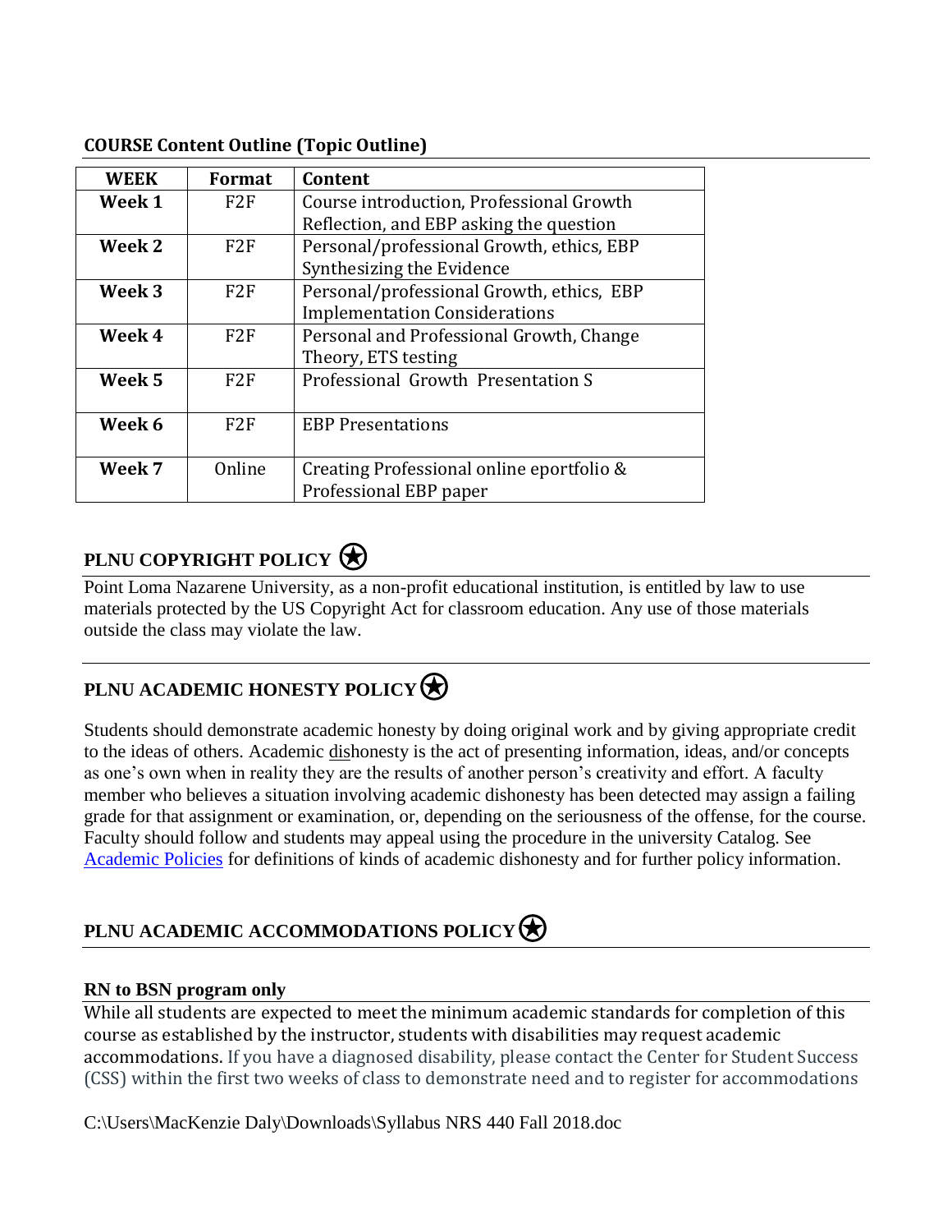**COURSE Content Outline (Topic Outline)**

| WEEK | Format | Content |
|---|---|---|
| **Week 1** | F2F | Course introduction, Professional Growth Reflection, and EBP asking the question |
| **Week 2** | F2F | Personal/professional Growth, ethics, EBP Synthesizing the Evidence |
| **Week 3** | F2F | Personal/professional Growth, ethics, EBP Implementation Considerations |
| **Week 4** | F2F | Personal and Professional Growth, Change Theory, ETS testing |
| **Week 5** | F2F | Professional Growth Presentation S |
| **Week 6** | F2F | EBP Presentations |
| **Week 7** | Online | Creating Professional online eportfolio & Professional EBP paper |

## PLNU COPYRIGHT POLICY

Point Loma Nazarene University, as a non-profit educational institution, is entitled by law to use materials protected by the US Copyright Act for classroom education. Any use of those materials outside the class may violate the law.

## PLNU ACADEMIC HONESTY POLICY

Students should demonstrate academic honesty by doing original work and by giving appropriate credit to the ideas of others. Academic dishonesty is the act of presenting information, ideas, and/or concepts as one's own when in reality they are the results of another person's creativity and effort. A faculty member who believes a situation involving academic dishonesty has been detected may assign a failing grade for that assignment or examination, or, depending on the seriousness of the offense, for the course. Faculty should follow and students may appeal using the procedure in the university Catalog. See Academic Policies for definitions of kinds of academic dishonesty and for further policy information.

## PLNU ACADEMIC ACCOMMODATIONS POLICY

**RN to BSN program only**

While all students are expected to meet the minimum academic standards for completion of this course as established by the instructor, students with disabilities may request academic accommodations. If you have a diagnosed disability, please contact the Center for Student Success (CSS) within the first two weeks of class to demonstrate need and to register for accommodations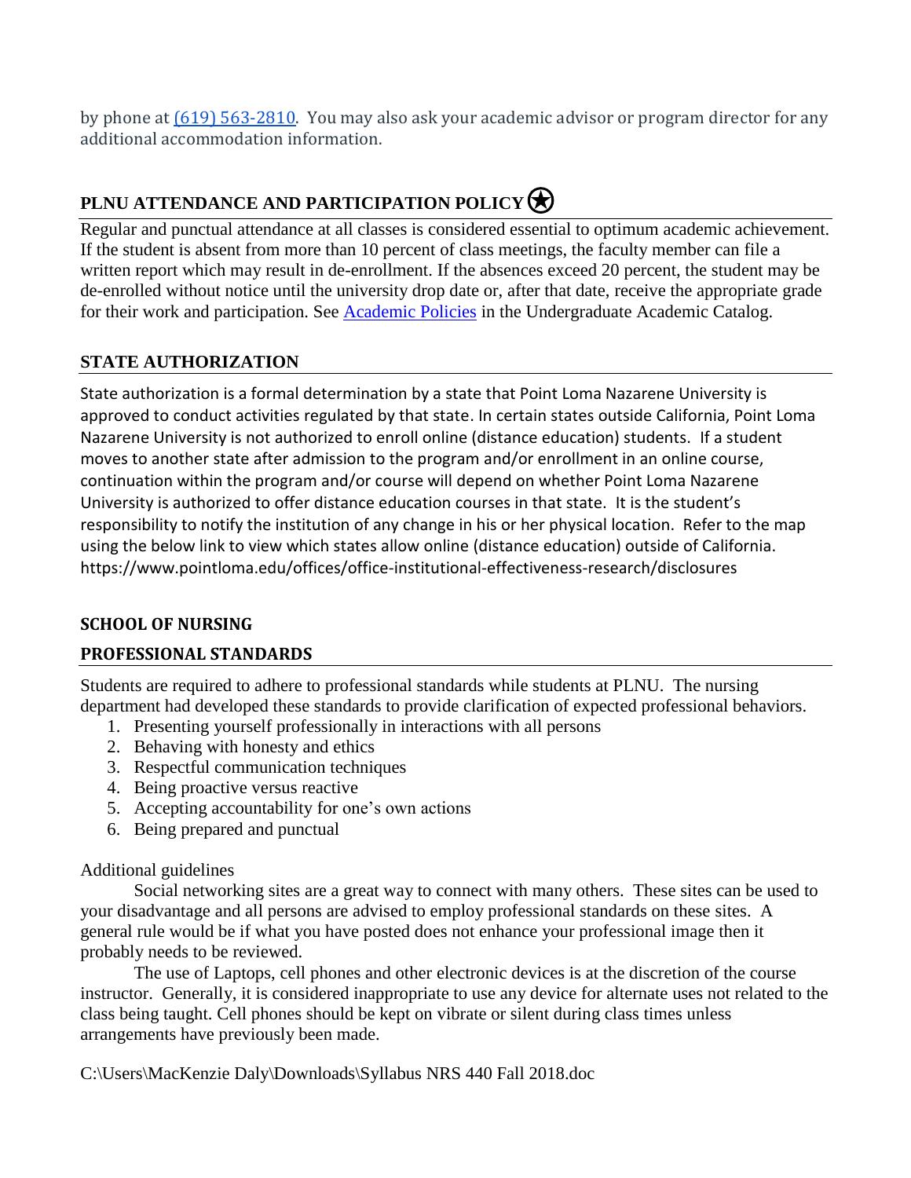by phone at [(619) 563-2810](tel:6195632810). You may also ask your academic advisor or program director for any additional accommodation information.

## PLNU ATTENDANCE AND PARTICIPATION POLICY ⍟

Regular and punctual attendance at all classes is considered essential to optimum academic achievement. If the student is absent from more than 10 percent of class meetings, the faculty member can file a written report which may result in de-enrollment. If the absences exceed 20 percent, the student may be de-enrolled without notice until the university drop date or, after that date, receive the appropriate grade for their work and participation. See [Academic Policies]() in the Undergraduate Academic Catalog.

## STATE AUTHORIZATION

State authorization is a formal determination by a state that Point Loma Nazarene University is approved to conduct activities regulated by that state. In certain states outside California, Point Loma Nazarene University is not authorized to enroll online (distance education) students. If a student moves to another state after admission to the program and/or enrollment in an online course, continuation within the program and/or course will depend on whether Point Loma Nazarene University is authorized to offer distance education courses in that state. It is the student's responsibility to notify the institution of any change in his or her physical location. Refer to the map using the below link to view which states allow online (distance education) outside of California. https://www.pointloma.edu/offices/office-institutional-effectiveness-research/disclosures

## SCHOOL OF NURSING

## PROFESSIONAL STANDARDS

Students are required to adhere to professional standards while students at PLNU. The nursing department had developed these standards to provide clarification of expected professional behaviors.

1. Presenting yourself professionally in interactions with all persons
2. Behaving with honesty and ethics
3. Respectful communication techniques
4. Being proactive versus reactive
5. Accepting accountability for one's own actions
6. Being prepared and punctual

Additional guidelines

Social networking sites are a great way to connect with many others. These sites can be used to your disadvantage and all persons are advised to employ professional standards on these sites. A general rule would be if what you have posted does not enhance your professional image then it probably needs to be reviewed.

The use of Laptops, cell phones and other electronic devices is at the discretion of the course instructor. Generally, it is considered inappropriate to use any device for alternate uses not related to the class being taught. Cell phones should be kept on vibrate or silent during class times unless arrangements have previously been made.

C:\Users\MacKenzie Daly\Downloads\Syllabus NRS 440 Fall 2018.doc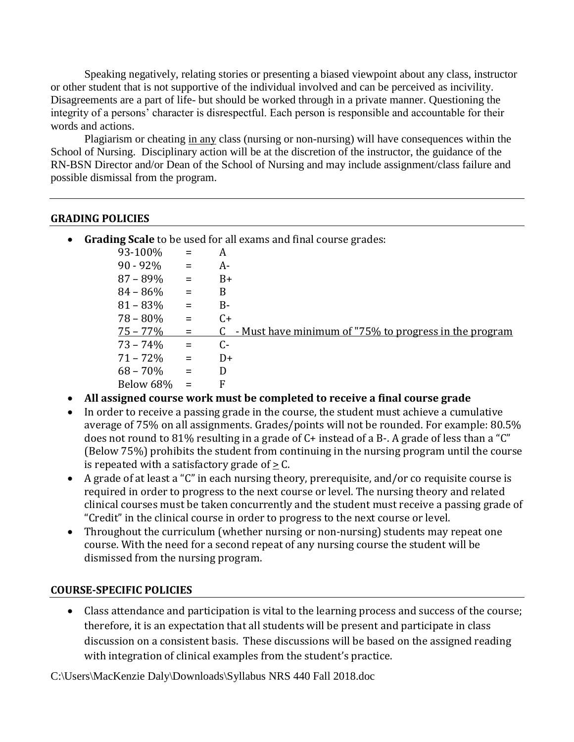Speaking negatively, relating stories or presenting a biased viewpoint about any class, instructor or other student that is not supportive of the individual involved and can be perceived as incivility. Disagreements are a part of life- but should be worked through in a private manner. Questioning the integrity of a persons' character is disrespectful. Each person is responsible and accountable for their words and actions.

Plagiarism or cheating <u>in any</u> class (nursing or non-nursing) will have consequences within the School of Nursing. Disciplinary action will be at the discretion of the instructor, the guidance of the RN-BSN Director and/or Dean of the School of Nursing and may include assignment/class failure and possible dismissal from the program.

---

## GRADING POLICIES

- **Grading Scale** to be used for all exams and final course grades:

| | | |
|---|---|---|
| 93-100% | = | A |
| 90 - 92% | = | A- |
| 87 – 89% | = | B+ |
| 84 – 86% | = | B |
| 81 – 83% | = | B- |
| 78 – 80% | = | C+ |
| <u>75 – 77%</u> | <u>=</u> | <u>C - Must have minimum of "75% to progress in the program</u> |
| 73 – 74% | = | C- |
| 71 – 72% | = | D+ |
| 68 – 70% | = | D |
| Below 68% | = | F |

- **All assigned course work must be completed to receive a final course grade**
- In order to receive a passing grade in the course, the student must achieve a cumulative average of 75% on all assignments. Grades/points will not be rounded. For example: 80.5% does not round to 81% resulting in a grade of C+ instead of a B-. A grade of less than a "C" (Below 75%) prohibits the student from continuing in the nursing program until the course is repeated with a satisfactory grade of ≥ C.
- A grade of at least a "C" in each nursing theory, prerequisite, and/or co requisite course is required in order to progress to the next course or level. The nursing theory and related clinical courses must be taken concurrently and the student must receive a passing grade of "Credit" in the clinical course in order to progress to the next course or level.
- Throughout the curriculum (whether nursing or non-nursing) students may repeat one course. With the need for a second repeat of any nursing course the student will be dismissed from the nursing program.

## COURSE-SPECIFIC POLICIES

- Class attendance and participation is vital to the learning process and success of the course; therefore, it is an expectation that all students will be present and participate in class discussion on a consistent basis. These discussions will be based on the assigned reading with integration of clinical examples from the student's practice.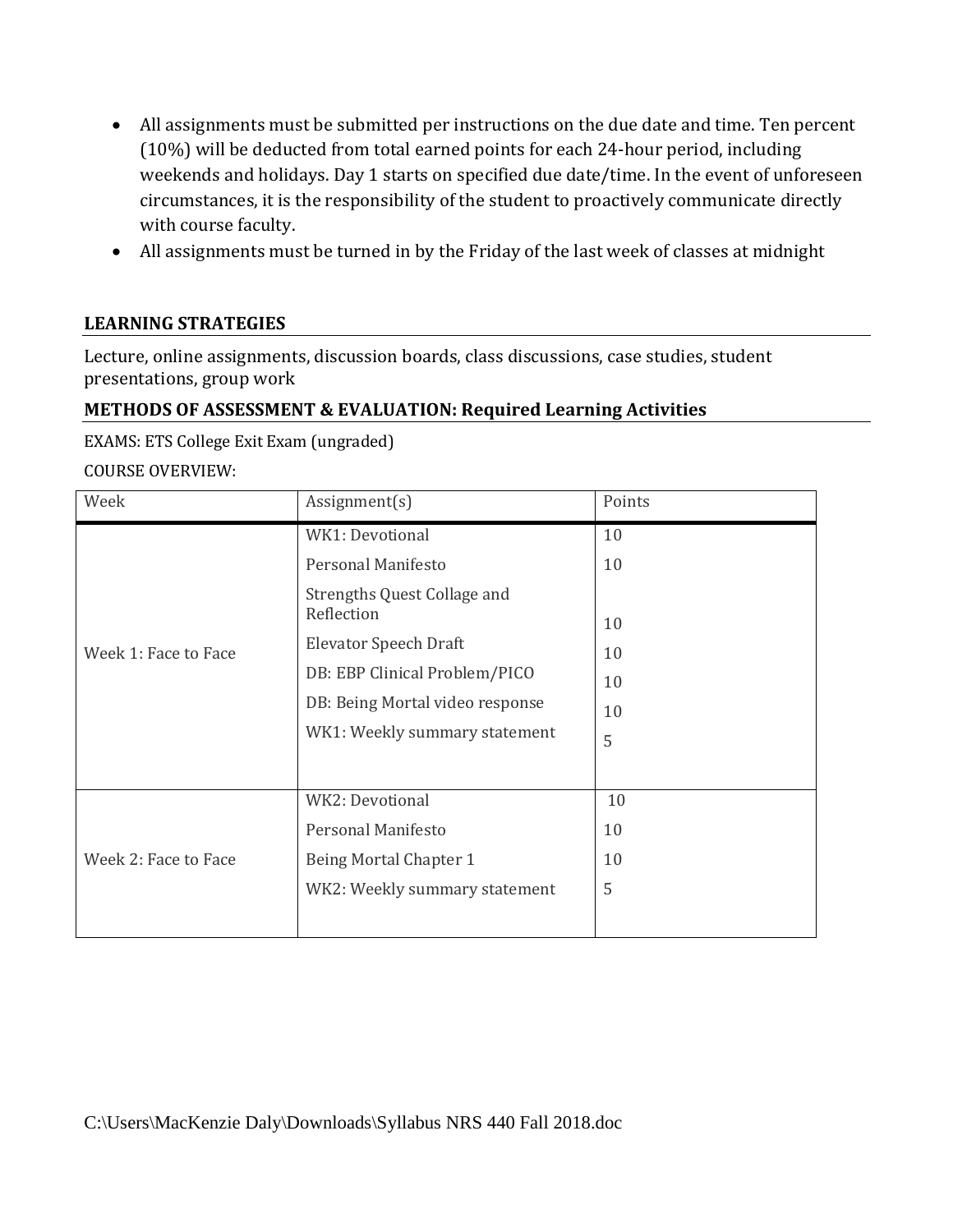- All assignments must be submitted per instructions on the due date and time. Ten percent (10%) will be deducted from total earned points for each 24-hour period, including weekends and holidays. Day 1 starts on specified due date/time. In the event of unforeseen circumstances, it is the responsibility of the student to proactively communicate directly with course faculty.
- All assignments must be turned in by the Friday of the last week of classes at midnight

## LEARNING STRATEGIES

Lecture, online assignments, discussion boards, class discussions, case studies, student presentations, group work

## METHODS OF ASSESSMENT & EVALUATION: Required Learning Activities

EXAMS: ETS College Exit Exam (ungraded)

COURSE OVERVIEW:

| Week | Assignment(s) | Points |
| --- | --- | --- |
| Week 1: Face to Face | WK1: Devotional | 10 |
| | Personal Manifesto | 10 |
| | Strengths Quest Collage and Reflection | 10 |
| | Elevator Speech Draft | 10 |
| | DB: EBP Clinical Problem/PICO | 10 |
| | DB: Being Mortal video response | 10 |
| | WK1: Weekly summary statement | 5 |
| Week 2: Face to Face | WK2: Devotional | 10 |
| | Personal Manifesto | 10 |
| | Being Mortal Chapter 1 | 10 |
| | WK2: Weekly summary statement | 5 |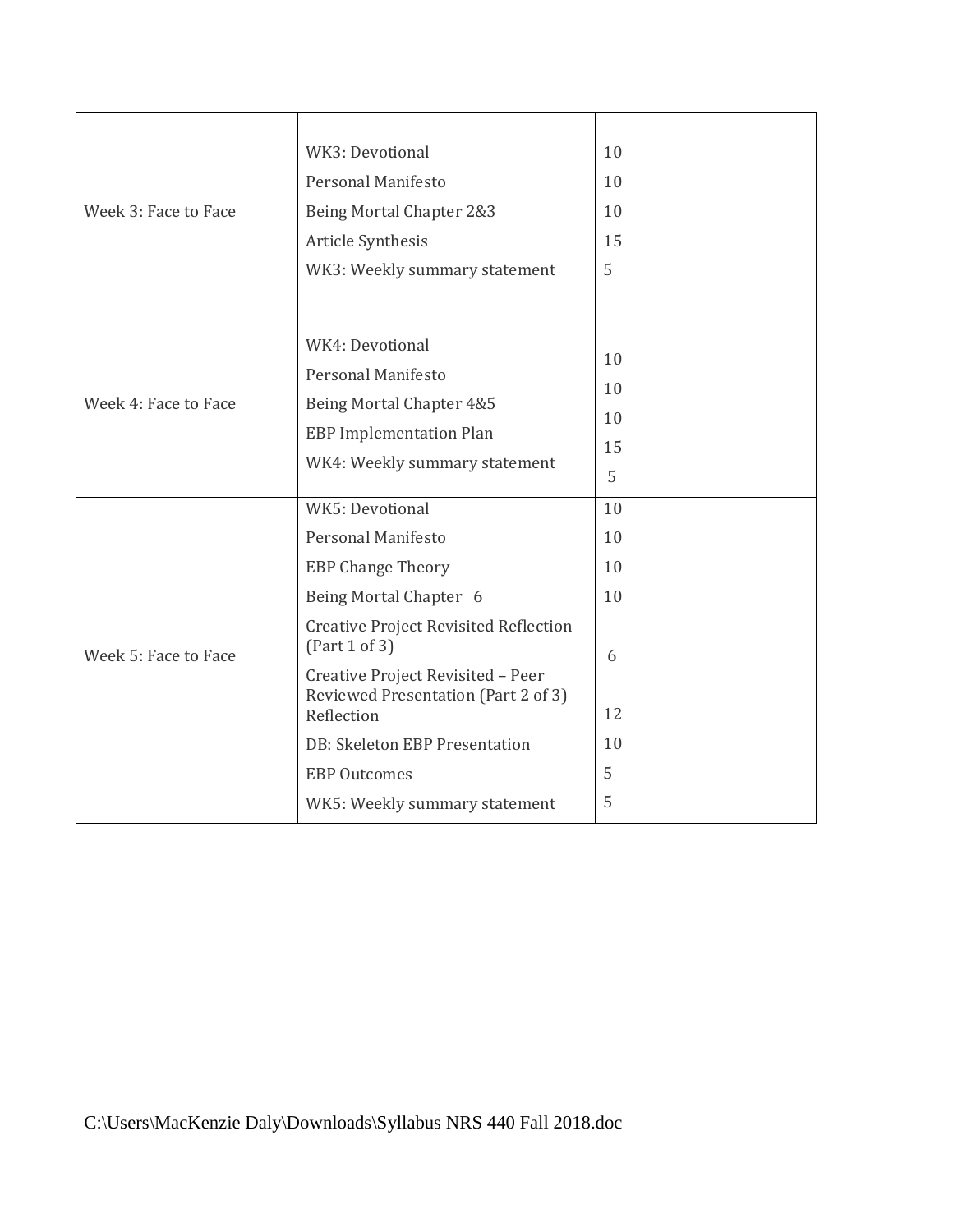| | | |
|---|---|---|
| Week 3: Face to Face | WK3: Devotional<br>Personal Manifesto<br>Being Mortal Chapter 2&3<br>Article Synthesis<br>WK3: Weekly summary statement | 10<br>10<br>10<br>15<br>5 |
| Week 4: Face to Face | WK4: Devotional<br>Personal Manifesto<br>Being Mortal Chapter 4&5<br>EBP Implementation Plan<br>WK4: Weekly summary statement | 10<br>10<br>10<br>15<br>5 |
| Week 5: Face to Face | WK5: Devotional<br>Personal Manifesto<br>EBP Change Theory<br>Being Mortal Chapter 6<br>Creative Project Revisited Reflection (Part 1 of 3)<br>Creative Project Revisited – Peer Reviewed Presentation (Part 2 of 3) Reflection<br>DB: Skeleton EBP Presentation<br>EBP Outcomes<br>WK5: Weekly summary statement | 10<br>10<br>10<br>10<br>6<br>12<br>10<br>5<br>5 |

C:\Users\MacKenzie Daly\Downloads\Syllabus NRS 440 Fall 2018.doc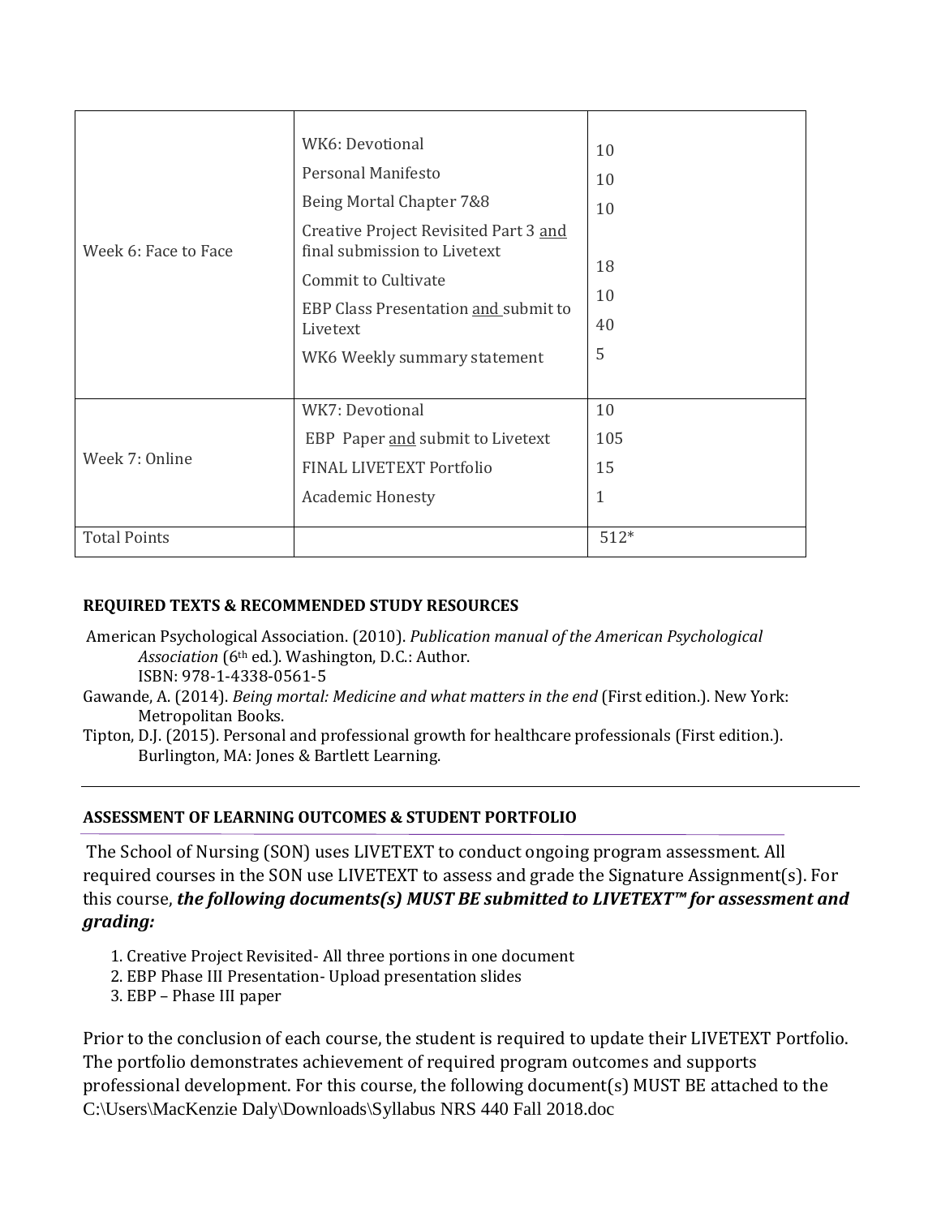| | | |
|---|---|---|
| Week 6: Face to Face | WK6: Devotional<br>Personal Manifesto<br>Being Mortal Chapter 7&8<br>Creative Project Revisited Part 3 and final submission to Livetext<br>Commit to Cultivate<br>EBP Class Presentation and submit to Livetext<br>WK6 Weekly summary statement | 10<br>10<br>10<br>18<br>10<br>40<br>5 |
| Week 7: Online | WK7: Devotional<br>EBP Paper and submit to Livetext<br>FINAL LIVETEXT Portfolio<br>Academic Honesty | 10<br>105<br>15<br>1 |
| Total Points | | 512* |

**REQUIRED TEXTS & RECOMMENDED STUDY RESOURCES**

American Psychological Association. (2010). *Publication manual of the American Psychological Association* (6th ed.). Washington, D.C.: Author.
ISBN: 978-1-4338-0561-5

Gawande, A. (2014). *Being mortal: Medicine and what matters in the end* (First edition.). New York: Metropolitan Books.

Tipton, D.J. (2015). Personal and professional growth for healthcare professionals (First edition.). Burlington, MA: Jones & Bartlett Learning.

---

**ASSESSMENT OF LEARNING OUTCOMES & STUDENT PORTFOLIO**

The School of Nursing (SON) uses LIVETEXT to conduct ongoing program assessment. All required courses in the SON use LIVETEXT to assess and grade the Signature Assignment(s). For this course, ***the following documents(s) MUST BE submitted to LIVETEXT™ for assessment and grading:***

1. Creative Project Revisited- All three portions in one document
2. EBP Phase III Presentation- Upload presentation slides
3. EBP – Phase III paper

Prior to the conclusion of each course, the student is required to update their LIVETEXT Portfolio. The portfolio demonstrates achievement of required program outcomes and supports professional development. For this course, the following document(s) MUST BE attached to the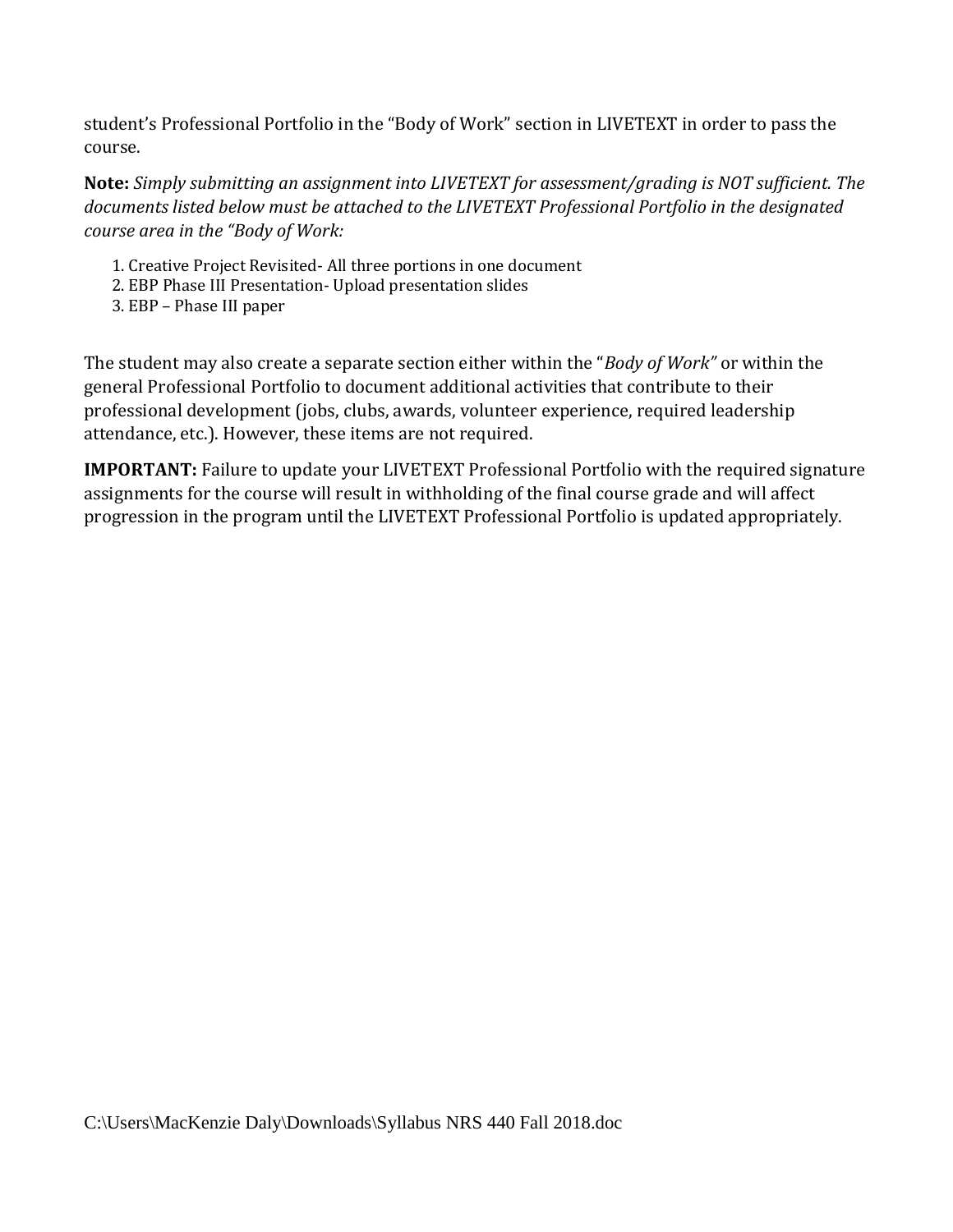student's Professional Portfolio in the "Body of Work" section in LIVETEXT in order to pass the course.

**Note:** *Simply submitting an assignment into LIVETEXT for assessment/grading is NOT sufficient. The documents listed below must be attached to the LIVETEXT Professional Portfolio in the designated course area in the "Body of Work:*

1. Creative Project Revisited- All three portions in one document
2. EBP Phase III Presentation- Upload presentation slides
3. EBP – Phase III paper

The student may also create a separate section either within the "*Body of Work"* or within the general Professional Portfolio to document additional activities that contribute to their professional development (jobs, clubs, awards, volunteer experience, required leadership attendance, etc.). However, these items are not required.

**IMPORTANT:** Failure to update your LIVETEXT Professional Portfolio with the required signature assignments for the course will result in withholding of the final course grade and will affect progression in the program until the LIVETEXT Professional Portfolio is updated appropriately.